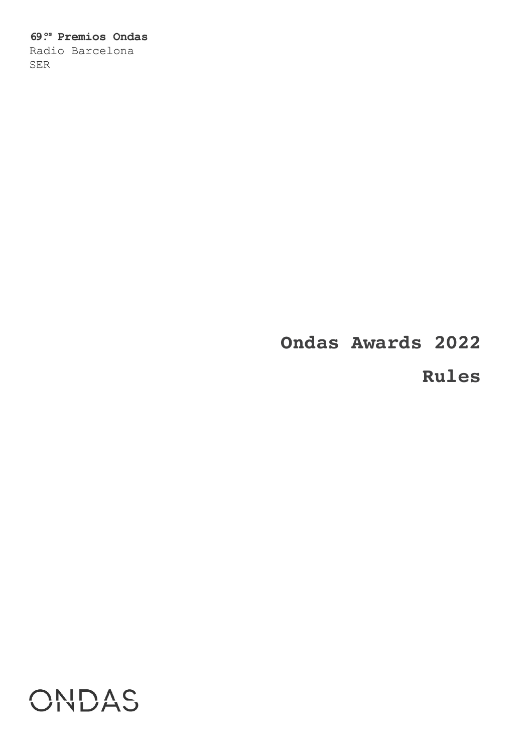**69.ºs Premios Ondas**
Radio Barcelona
SER

# Ondas Awards 2022

# Rules

ONDAS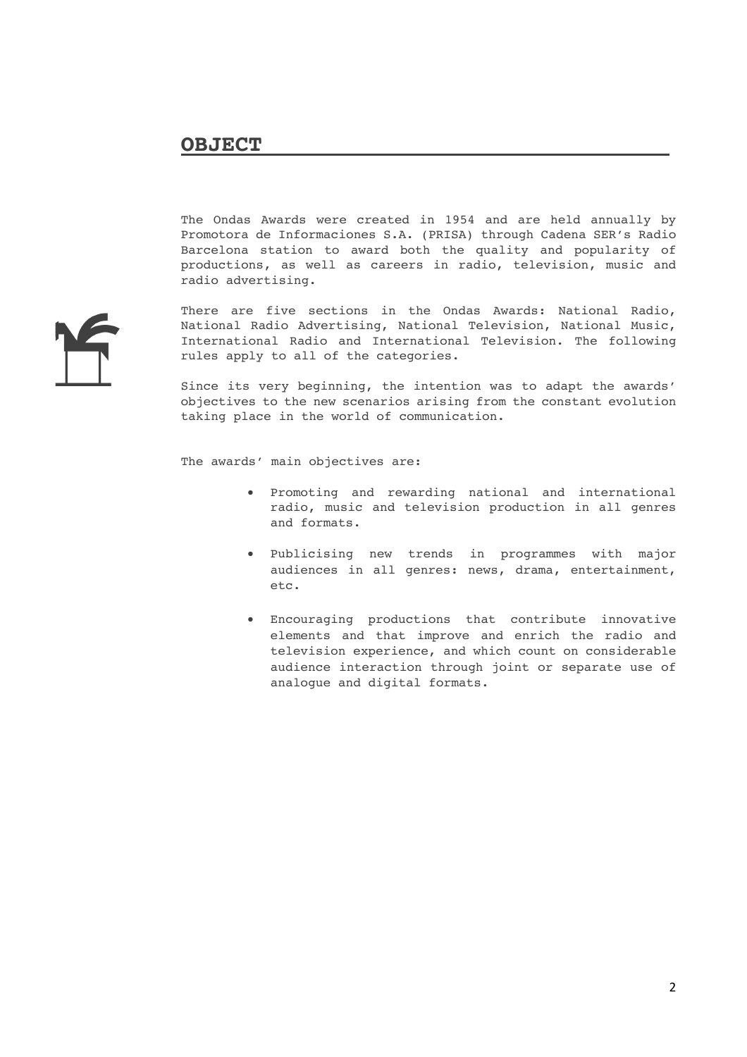## OBJECT

The Ondas Awards were created in 1954 and are held annually by Promotora de Informaciones S.A. (PRISA) through Cadena SER's Radio Barcelona station to award both the quality and popularity of productions, as well as careers in radio, television, music and radio advertising.

There are five sections in the Ondas Awards: National Radio, National Radio Advertising, National Television, National Music, International Radio and International Television. The following rules apply to all of the categories.

Since its very beginning, the intention was to adapt the awards' objectives to the new scenarios arising from the constant evolution taking place in the world of communication.

The awards' main objectives are:

- Promoting and rewarding national and international radio, music and television production in all genres and formats.
- Publicising new trends in programmes with major audiences in all genres: news, drama, entertainment, etc.
- Encouraging productions that contribute innovative elements and that improve and enrich the radio and television experience, and which count on considerable audience interaction through joint or separate use of analogue and digital formats.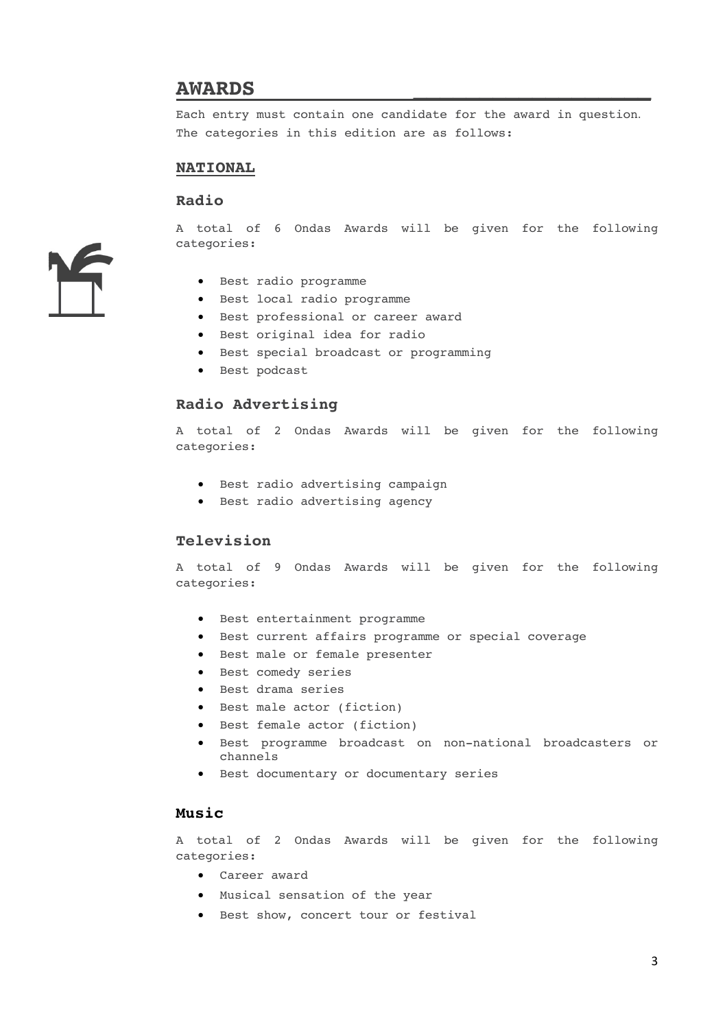# AWARDS

Each entry must contain one candidate for the award in question. The categories in this edition are as follows:

## NATIONAL

### Radio

A total of 6 Ondas Awards will be given for the following categories:

- Best radio programme
- Best local radio programme
- Best professional or career award
- Best original idea for radio
- Best special broadcast or programming
- Best podcast

### Radio Advertising

A total of 2 Ondas Awards will be given for the following categories:

- Best radio advertising campaign
- Best radio advertising agency

### Television

A total of 9 Ondas Awards will be given for the following categories:

- Best entertainment programme
- Best current affairs programme or special coverage
- Best male or female presenter
- Best comedy series
- Best drama series
- Best male actor (fiction)
- Best female actor (fiction)
- Best programme broadcast on non-national broadcasters or channels
- Best documentary or documentary series

### Music

A total of 2 Ondas Awards will be given for the following categories:

- Career award
- Musical sensation of the year
- Best show, concert tour or festival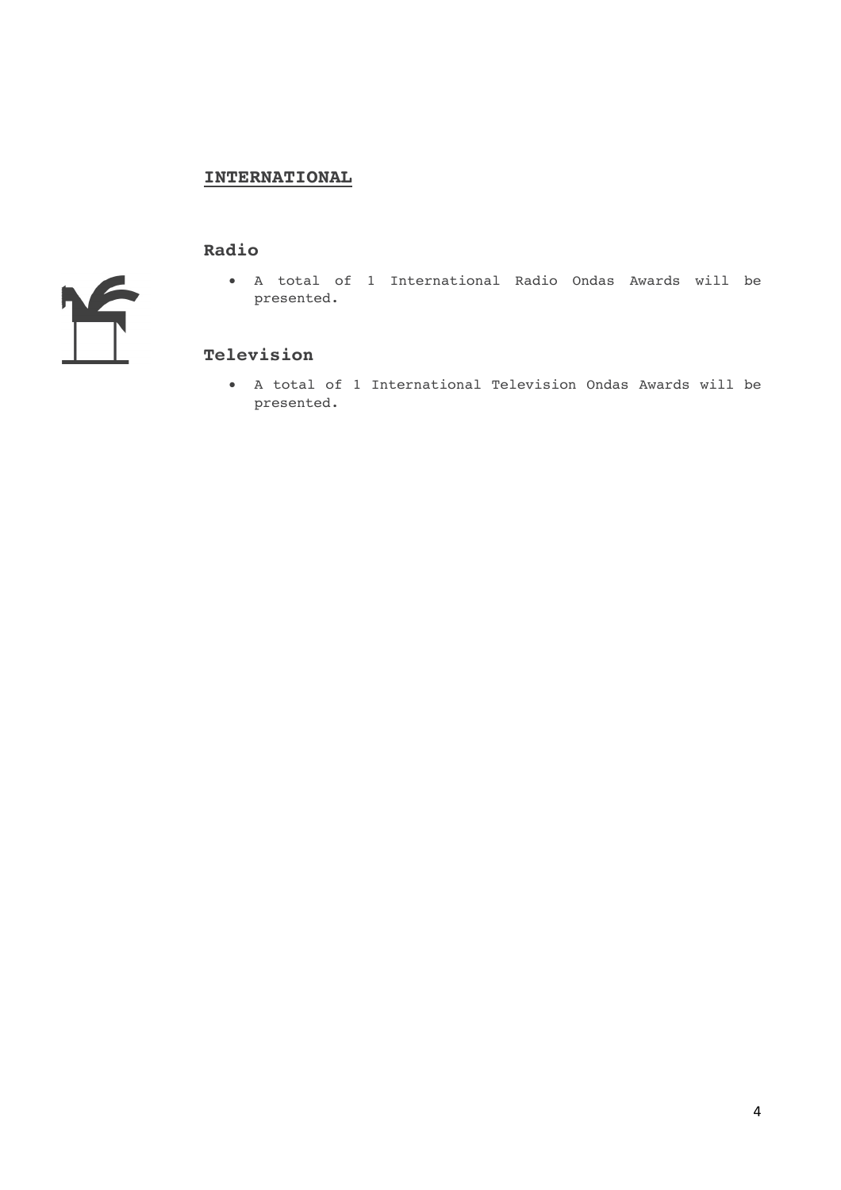## INTERNATIONAL

### Radio

- A total of 1 International Radio Ondas Awards will be presented.

### Television

- A total of 1 International Television Ondas Awards will be presented.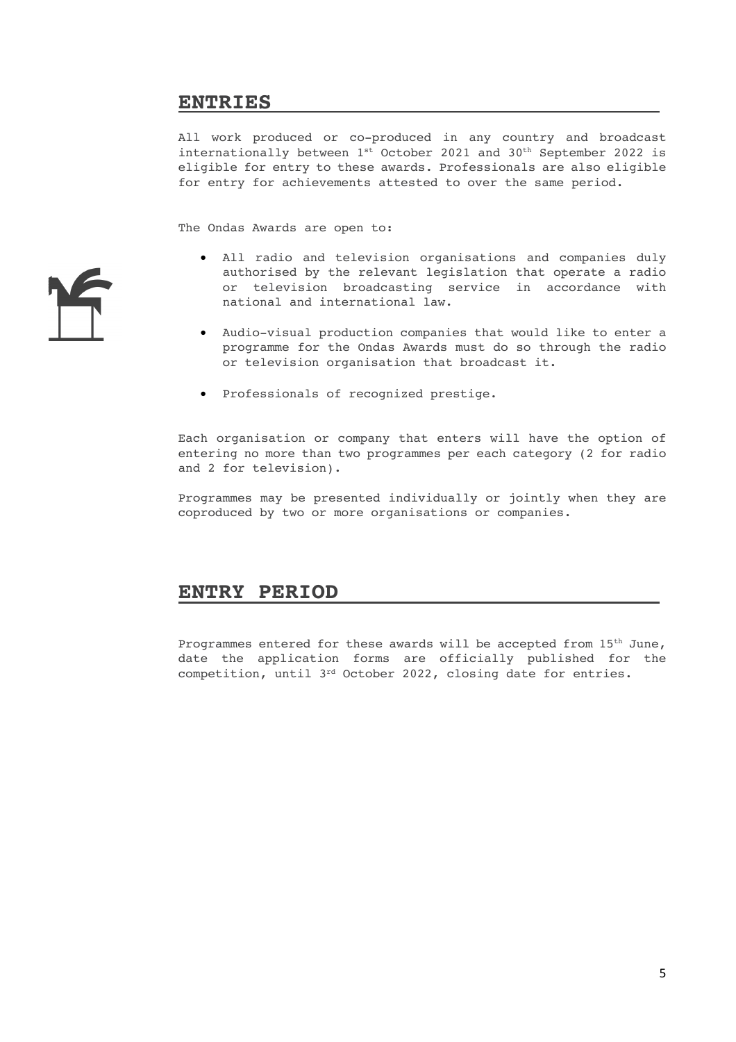## ENTRIES

All work produced or co-produced in any country and broadcast internationally between 1st October 2021 and 30th September 2022 is eligible for entry to these awards. Professionals are also eligible for entry for achievements attested to over the same period.

The Ondas Awards are open to:

- All radio and television organisations and companies duly authorised by the relevant legislation that operate a radio or television broadcasting service in accordance with national and international law.
- Audio-visual production companies that would like to enter a programme for the Ondas Awards must do so through the radio or television organisation that broadcast it.
- Professionals of recognized prestige.

Each organisation or company that enters will have the option of entering no more than two programmes per each category (2 for radio and 2 for television).

Programmes may be presented individually or jointly when they are coproduced by two or more organisations or companies.

## ENTRY PERIOD

Programmes entered for these awards will be accepted from 15th June, date the application forms are officially published for the competition, until 3rd October 2022, closing date for entries.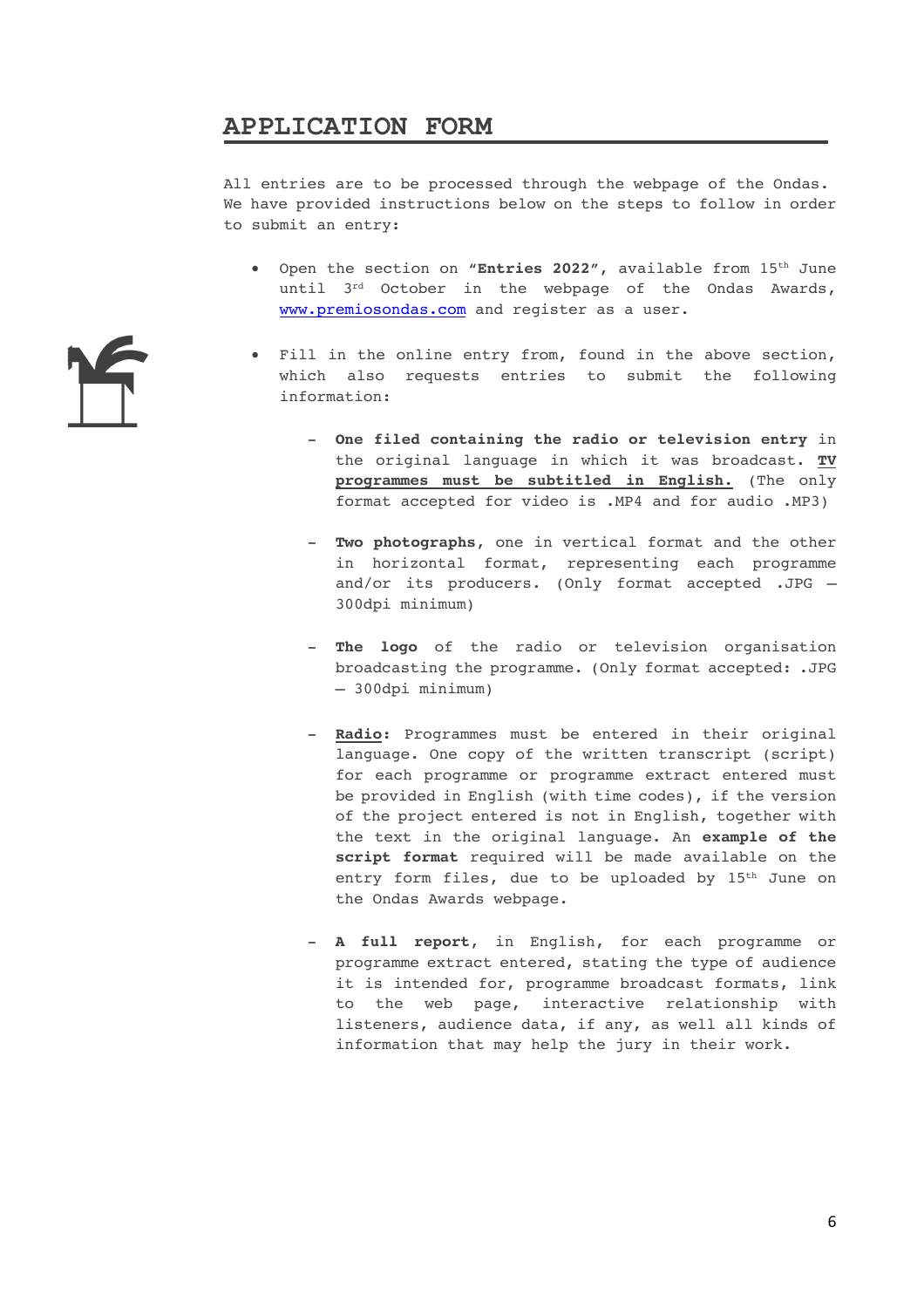## APPLICATION FORM

All entries are to be processed through the webpage of the Ondas. We have provided instructions below on the steps to follow in order to submit an entry:

- Open the section on "**Entries 2022**", available from 15th June until 3rd October in the webpage of the Ondas Awards, [www.premiosondas.com](http://www.premiosondas.com) and register as a user.

- Fill in the online entry from, found in the above section, which also requests entries to submit the following information:

  - **One filed containing the radio or television entry** in the original language in which it was broadcast. **TV programmes must be subtitled in English.** (The only format accepted for video is .MP4 and for audio .MP3)

  - **Two photographs**, one in vertical format and the other in horizontal format, representing each programme and/or its producers. (Only format accepted .JPG – 300dpi minimum)

  - **The logo** of the radio or television organisation broadcasting the programme. (Only format accepted: .JPG – 300dpi minimum)

  - **Radio**: Programmes must be entered in their original language. One copy of the written transcript (script) for each programme or programme extract entered must be provided in English (with time codes), if the version of the project entered is not in English, together with the text in the original language. An **example of the script format** required will be made available on the entry form files, due to be uploaded by 15th June on the Ondas Awards webpage.

  - **A full report**, in English, for each programme or programme extract entered, stating the type of audience it is intended for, programme broadcast formats, link to the web page, interactive relationship with listeners, audience data, if any, as well all kinds of information that may help the jury in their work.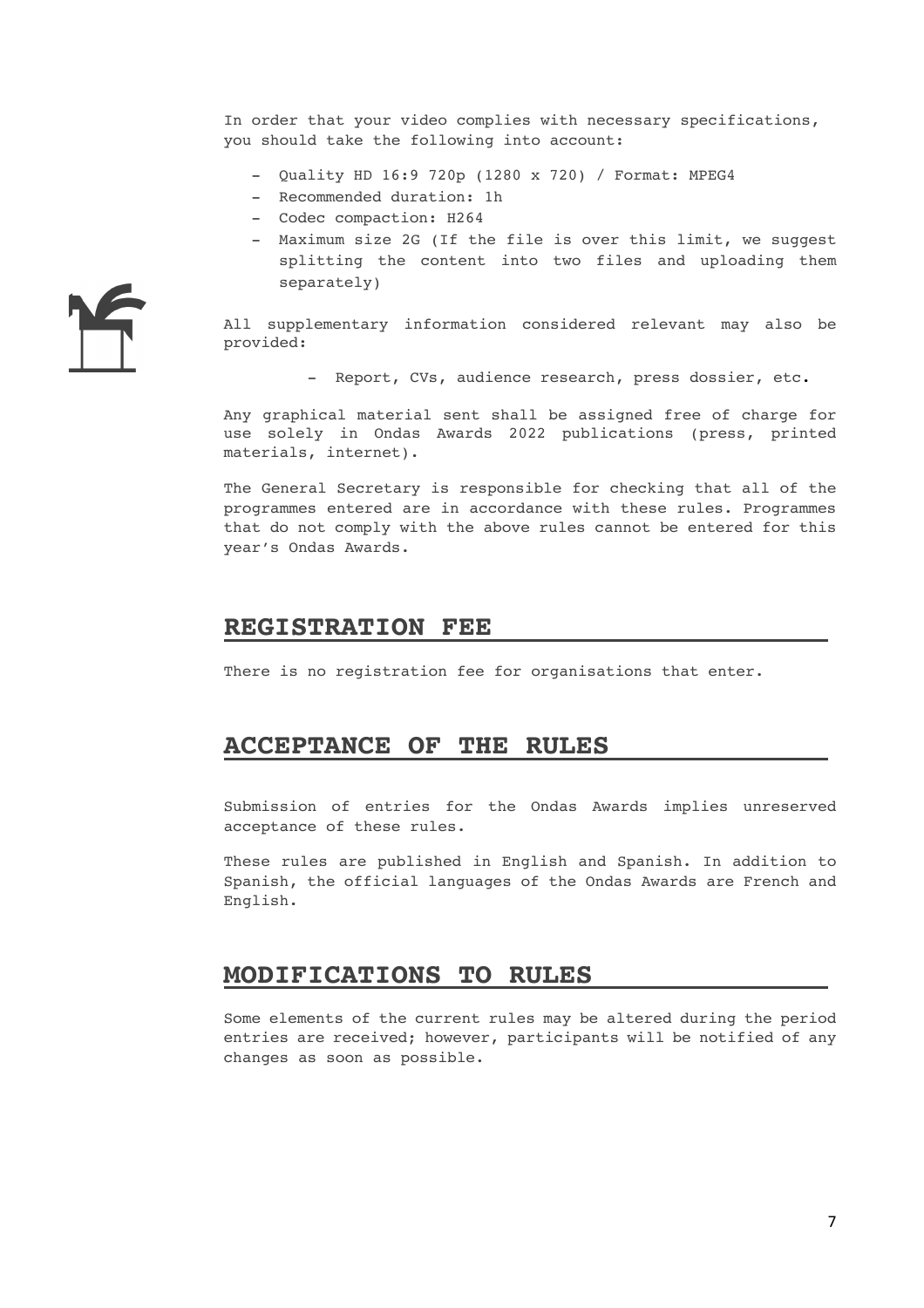In order that your video complies with necessary specifications, you should take the following into account:

- Quality HD 16:9 720p (1280 x 720) / Format: MPEG4
- Recommended duration: 1h
- Codec compaction: H264
- Maximum size 2G (If the file is over this limit, we suggest splitting the content into two files and uploading them separately)

All supplementary information considered relevant may also be provided:

- Report, CVs, audience research, press dossier, etc.

Any graphical material sent shall be assigned free of charge for use solely in Ondas Awards 2022 publications (press, printed materials, internet).

The General Secretary is responsible for checking that all of the programmes entered are in accordance with these rules. Programmes that do not comply with the above rules cannot be entered for this year's Ondas Awards.

## REGISTRATION FEE

There is no registration fee for organisations that enter.

## ACCEPTANCE OF THE RULES

Submission of entries for the Ondas Awards implies unreserved acceptance of these rules.

These rules are published in English and Spanish. In addition to Spanish, the official languages of the Ondas Awards are French and English.

## MODIFICATIONS TO RULES

Some elements of the current rules may be altered during the period entries are received; however, participants will be notified of any changes as soon as possible.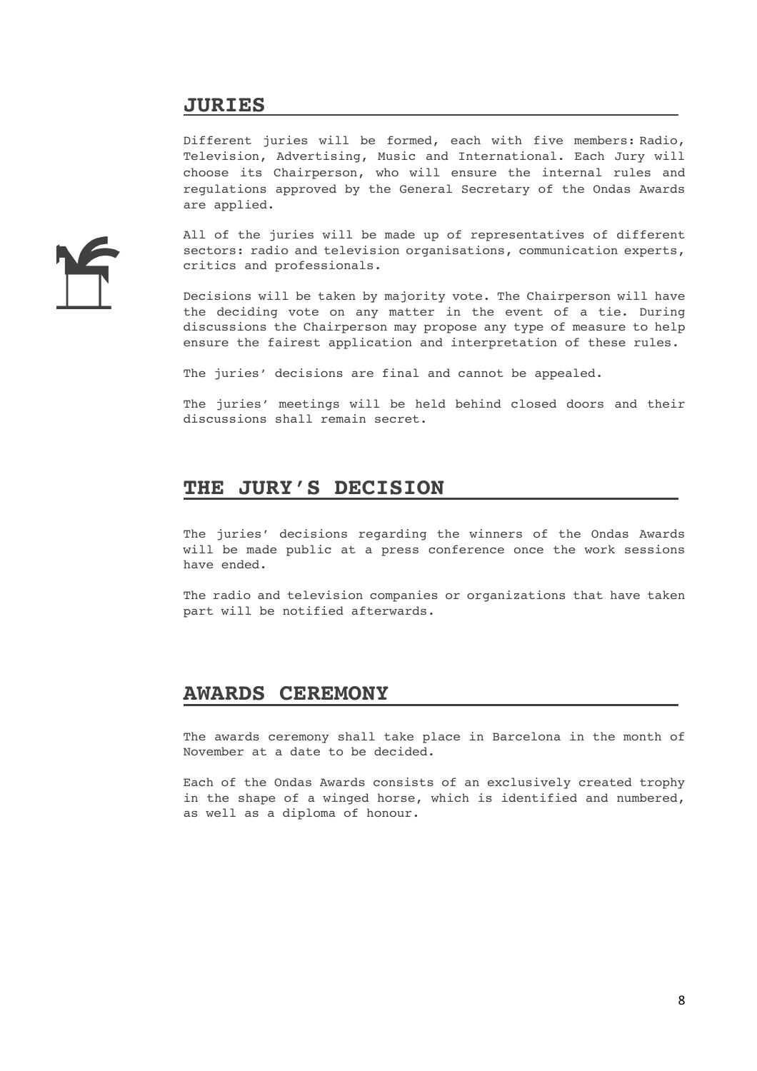## JURIES

Different juries will be formed, each with five members: Radio, Television, Advertising, Music and International. Each Jury will choose its Chairperson, who will ensure the internal rules and regulations approved by the General Secretary of the Ondas Awards are applied.

All of the juries will be made up of representatives of different sectors: radio and television organisations, communication experts, critics and professionals.

Decisions will be taken by majority vote. The Chairperson will have the deciding vote on any matter in the event of a tie. During discussions the Chairperson may propose any type of measure to help ensure the fairest application and interpretation of these rules.

The juries' decisions are final and cannot be appealed.

The juries' meetings will be held behind closed doors and their discussions shall remain secret.

## THE JURY'S DECISION

The juries' decisions regarding the winners of the Ondas Awards will be made public at a press conference once the work sessions have ended.

The radio and television companies or organizations that have taken part will be notified afterwards.

## AWARDS CEREMONY

The awards ceremony shall take place in Barcelona in the month of November at a date to be decided.

Each of the Ondas Awards consists of an exclusively created trophy in the shape of a winged horse, which is identified and numbered, as well as a diploma of honour.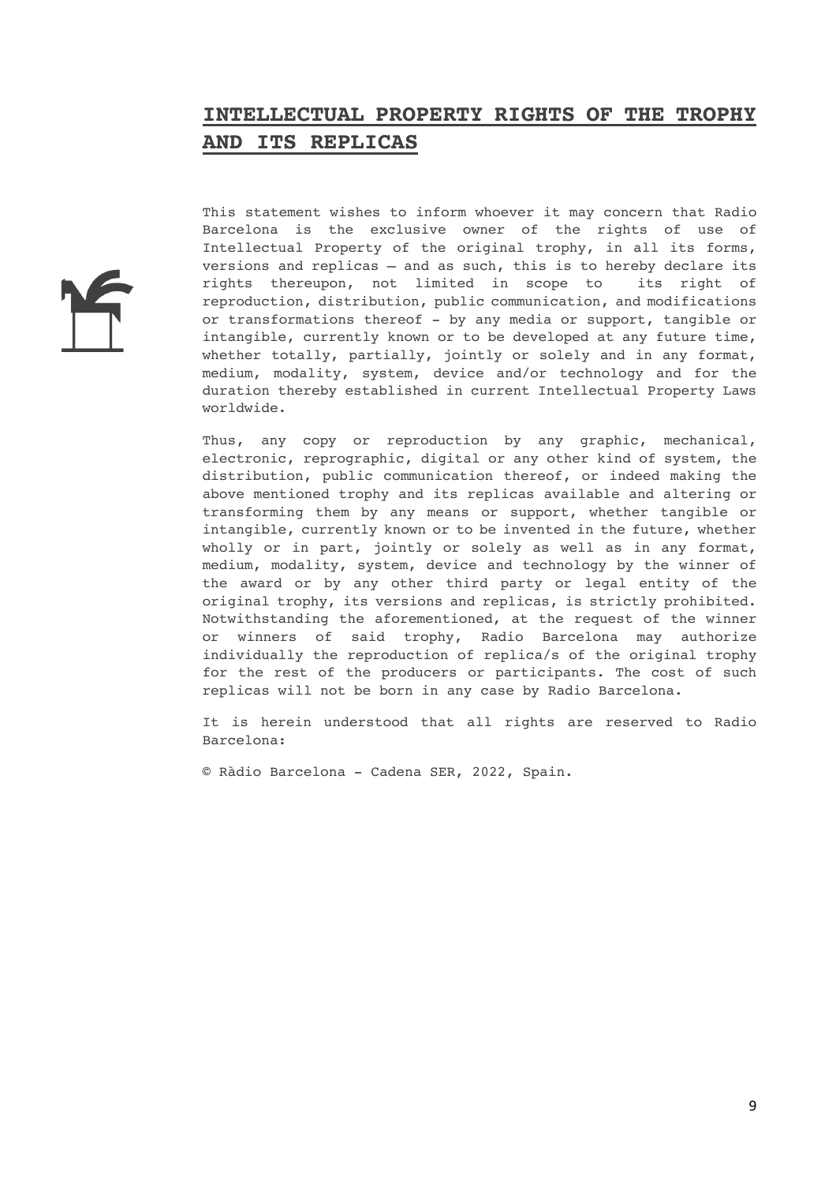# INTELLECTUAL PROPERTY RIGHTS OF THE TROPHY AND ITS REPLICAS

This statement wishes to inform whoever it may concern that Radio Barcelona is the exclusive owner of the rights of use of Intellectual Property of the original trophy, in all its forms, versions and replicas — and as such, this is to hereby declare its rights thereupon, not limited in scope to its right of reproduction, distribution, public communication, and modifications or transformations thereof - by any media or support, tangible or intangible, currently known or to be developed at any future time, whether totally, partially, jointly or solely and in any format, medium, modality, system, device and/or technology and for the duration thereby established in current Intellectual Property Laws worldwide.

Thus, any copy or reproduction by any graphic, mechanical, electronic, reprographic, digital or any other kind of system, the distribution, public communication thereof, or indeed making the above mentioned trophy and its replicas available and altering or transforming them by any means or support, whether tangible or intangible, currently known or to be invented in the future, whether wholly or in part, jointly or solely as well as in any format, medium, modality, system, device and technology by the winner of the award or by any other third party or legal entity of the original trophy, its versions and replicas, is strictly prohibited. Notwithstanding the aforementioned, at the request of the winner or winners of said trophy, Radio Barcelona may authorize individually the reproduction of replica/s of the original trophy for the rest of the producers or participants. The cost of such replicas will not be born in any case by Radio Barcelona.

It is herein understood that all rights are reserved to Radio Barcelona:

© Ràdio Barcelona - Cadena SER, 2022, Spain.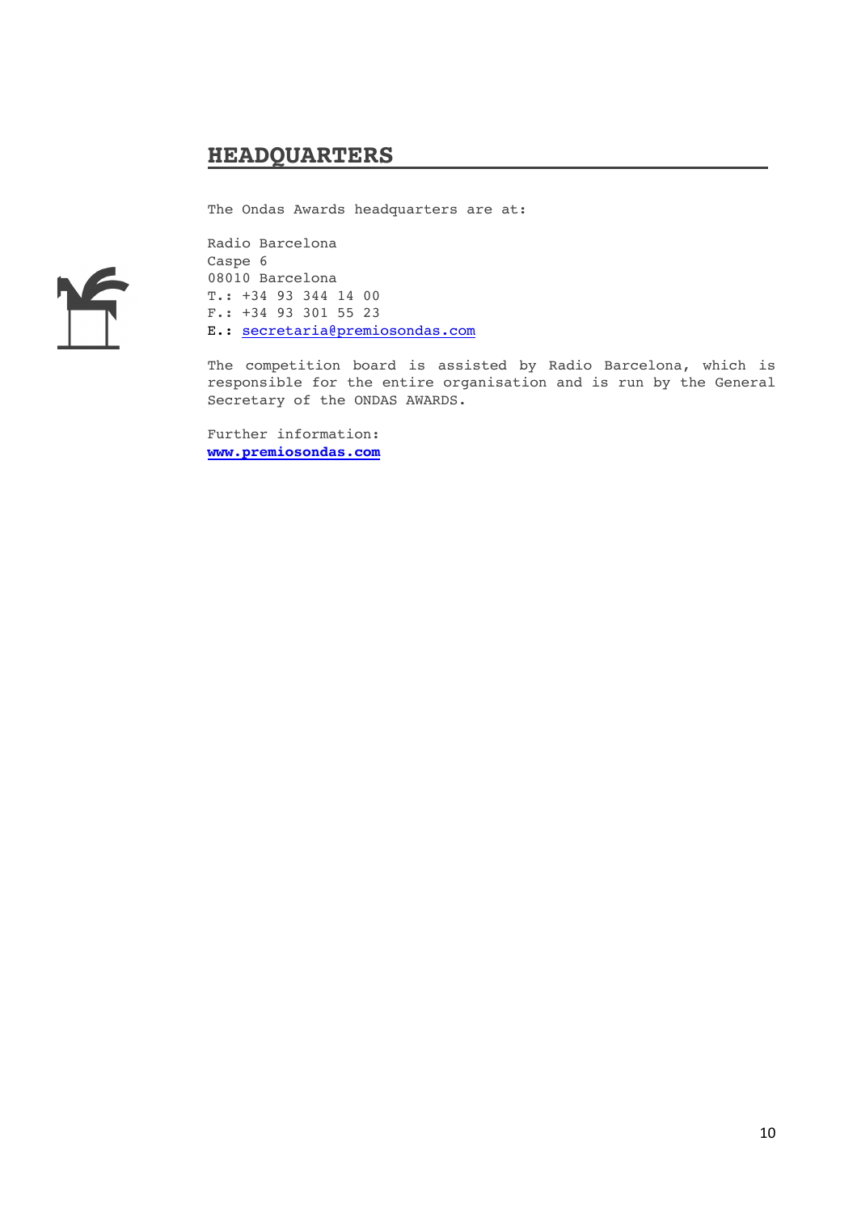## HEADQUARTERS

The Ondas Awards headquarters are at:

Radio Barcelona
Caspe 6
08010 Barcelona
T.: +34 93 344 14 00
F.: +34 93 301 55 23
E.: secretaria@premiosondas.com

The competition board is assisted by Radio Barcelona, which is responsible for the entire organisation and is run by the General Secretary of the ONDAS AWARDS.

Further information:
**www.premiosondas.com**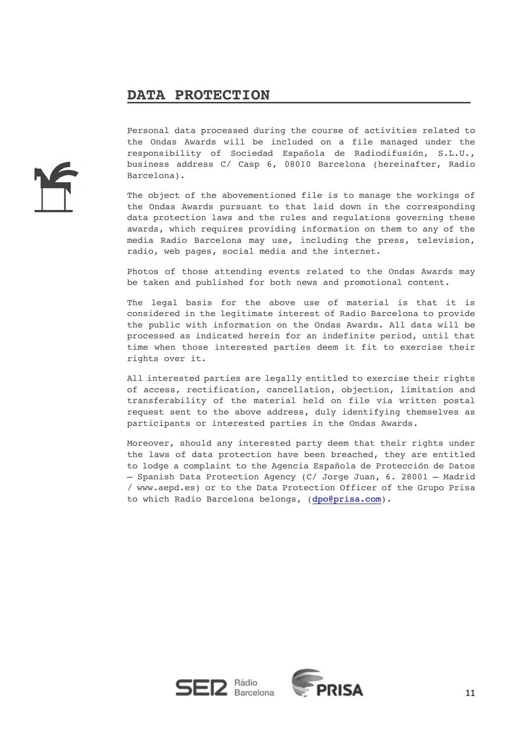## DATA PROTECTION

Personal data processed during the course of activities related to the Ondas Awards will be included on a file managed under the responsibility of Sociedad Española de Radiodifusión, S.L.U., business address C/ Casp 6, 08010 Barcelona (hereinafter, Radio Barcelona).

The object of the abovementioned file is to manage the workings of the Ondas Awards pursuant to that laid down in the corresponding data protection laws and the rules and regulations governing these awards, which requires providing information on them to any of the media Radio Barcelona may use, including the press, television, radio, web pages, social media and the internet.

Photos of those attending events related to the Ondas Awards may be taken and published for both news and promotional content.

The legal basis for the above use of material is that it is considered in the legitimate interest of Radio Barcelona to provide the public with information on the Ondas Awards. All data will be processed as indicated herein for an indefinite period, until that time when those interested parties deem it fit to exercise their rights over it.

All interested parties are legally entitled to exercise their rights of access, rectification, cancellation, objection, limitation and transferability of the material held on file via written postal request sent to the above address, duly identifying themselves as participants or interested parties in the Ondas Awards.

Moreover, should any interested party deem that their rights under the laws of data protection have been breached, they are entitled to lodge a complaint to the Agencia Española de Protección de Datos – Spanish Data Protection Agency (C/ Jorge Juan, 6. 28001 – Madrid / www.aepd.es) or to the Data Protection Officer of the Grupo Prisa to which Radio Barcelona belongs, (dpo@prisa.com).